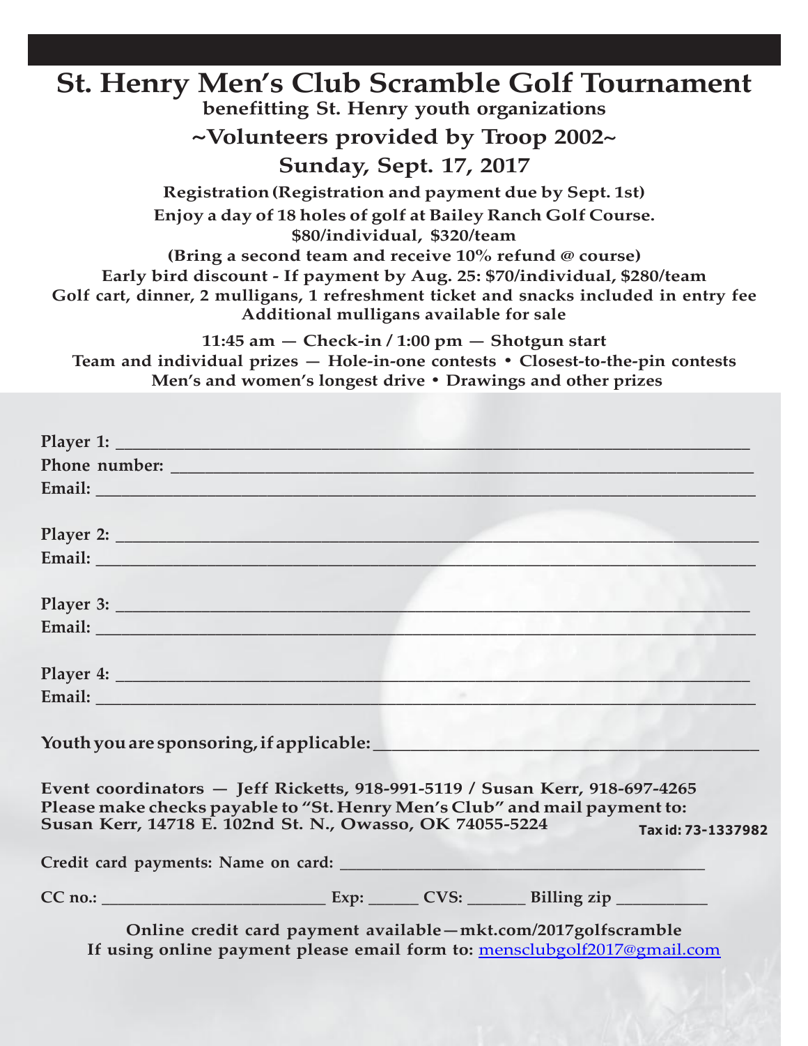# St. Henry Men's Club Scramble Golf Tournament

**benefitting St. Henry youth organizations**

## ~Volunteers provided by Troop 2002~

## Sunday, Sept. 17, 2017

**Registration (Registration and payment due by Sept. 1st)**

**Enjoy a day of 18 holes of golf at Bailey Ranch Golf Course.**

**$80/individual, $320/team**

**(Bring a second team and receive 10% refund @ course)**

**Early bird discount - If payment by Aug. 25: $70/individual, $280/team**

**Golf cart, dinner, 2 mulligans, 1 refreshment ticket and snacks included in entry fee**

**Additional mulligans available for sale**

**11:45 am — Check-in / 1:00 pm — Shotgun start**

**Team and individual prizes — Hole-in-one contests • Closest-to-the-pin contests**

**Men's and women's longest drive • Drawings and other prizes**

**Player 1:** ______________________________________________

**Phone number:** ______________________________________________

**Email:** ______________________________________________

**Player 2:** ______________________________________________

**Email:** ______________________________________________

**Player 3:** ______________________________________________

**Email:** ______________________________________________

**Player 4:** ______________________________________________

**Email:** ______________________________________________

**Youth you are sponsoring, if applicable:** ______________________________

**Event coordinators — Jeff Ricketts, 918-991-5119 / Susan Kerr, 918-697-4265**
**Please make checks payable to "St. Henry Men's Club" and mail payment to:**
**Susan Kerr, 14718 E. 102nd St. N., Owasso, OK 74055-5224**

**Tax id: 73-1337982**

**Credit card payments: Name on card:** ______________________________

**CC no.:** ____________________ **Exp:** ______ **CVS:** ______ **Billing zip** __________

**Online credit card payment available—mkt.com/2017golfscramble**
**If using online payment please email form to:** mensclubgolf2017@gmail.com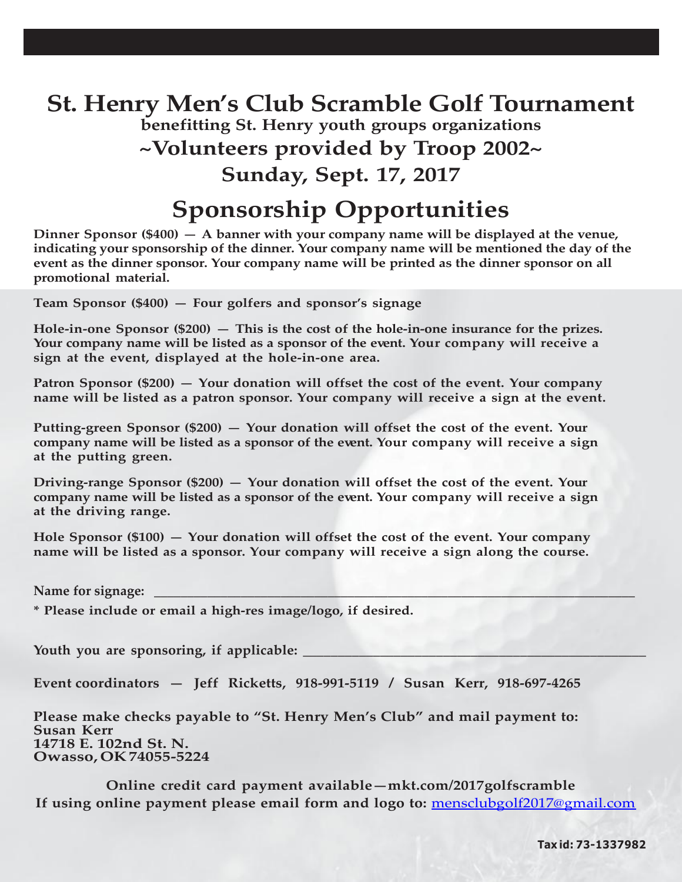# St. Henry Men's Club Scramble Golf Tournament

**benefitting St. Henry youth groups organizations**

## ~Volunteers provided by Troop 2002~

## Sunday, Sept. 17, 2017

# Sponsorship Opportunities

**Dinner Sponsor ($400) — A banner with your company name will be displayed at the venue, indicating your sponsorship of the dinner. Your company name will be mentioned the day of the event as the dinner sponsor. Your company name will be printed as the dinner sponsor on all promotional material.**

**Team Sponsor ($400) — Four golfers and sponsor's signage**

**Hole-in-one Sponsor ($200) — This is the cost of the hole-in-one insurance for the prizes. Your company name will be listed as a sponsor of the event. Your company will receive a sign at the event, displayed at the hole-in-one area.**

**Patron Sponsor ($200) — Your donation will offset the cost of the event. Your company name will be listed as a patron sponsor. Your company will receive a sign at the event.**

**Putting-green Sponsor ($200) — Your donation will offset the cost of the event. Your company name will be listed as a sponsor of the event. Your company will receive a sign at the putting green.**

**Driving-range Sponsor ($200) — Your donation will offset the cost of the event. Your company name will be listed as a sponsor of the event. Your company will receive a sign at the driving range.**

**Hole Sponsor ($100) — Your donation will offset the cost of the event. Your company name will be listed as a sponsor. Your company will receive a sign along the course.**

**Name for signage: ______________________________________________________________**

**\* Please include or email a high-res image/logo, if desired.**

**Youth you are sponsoring, if applicable: ________________________________________**

**Event coordinators — Jeff Ricketts, 918-991-5119 / Susan Kerr, 918-697-4265**

**Please make checks payable to "St. Henry Men's Club" and mail payment to:**
**Susan Kerr**
**14718 E. 102nd St. N.**
**Owasso, OK 74055-5224**

**Online credit card payment available—mkt.com/2017golfscramble**
**If using online payment please email form and logo to:** mensclubgolf2017@gmail.com

**Tax id: 73-1337982**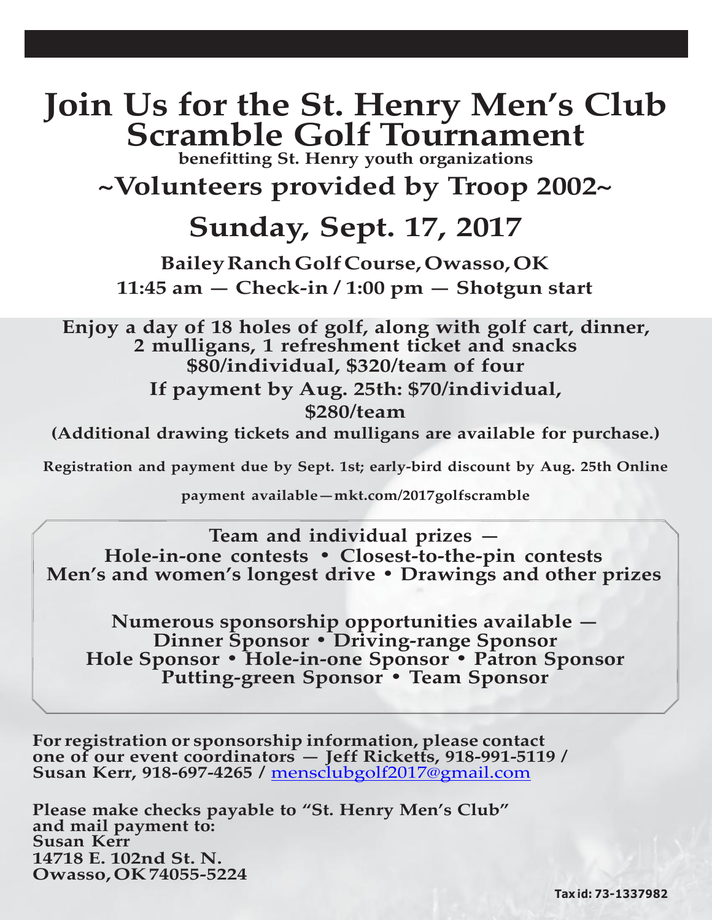# Join Us for the St. Henry Men's Club Scramble Golf Tournament

**benefitting St. Henry youth organizations**

## ~Volunteers provided by Troop 2002~

## Sunday, Sept. 17, 2017

**Bailey Ranch Golf Course, Owasso, OK**

**11:45 am — Check-in / 1:00 pm — Shotgun start**

**Enjoy a day of 18 holes of golf, along with golf cart, dinner, 2 mulligans, 1 refreshment ticket and snacks**

**$80/individual, $320/team of four**

**If payment by Aug. 25th: $70/individual, $280/team**

**(Additional drawing tickets and mulligans are available for purchase.)**

**Registration and payment due by Sept. 1st; early-bird discount by Aug. 25th Online payment available—mkt.com/2017golfscramble**

**Team and individual prizes —**
**Hole-in-one contests • Closest-to-the-pin contests**
**Men's and women's longest drive • Drawings and other prizes**

**Numerous sponsorship opportunities available —**
**Dinner Sponsor • Driving-range Sponsor**
**Hole Sponsor • Hole-in-one Sponsor • Patron Sponsor**
**Putting-green Sponsor • Team Sponsor**

**For registration or sponsorship information, please contact one of our event coordinators — Jeff Ricketts, 918-991-5119 / Susan Kerr, 918-697-4265 / mensclubgolf2017@gmail.com**

**Please make checks payable to "St. Henry Men's Club" and mail payment to:**
**Susan Kerr**
**14718 E. 102nd St. N.**
**Owasso, OK 74055-5224**

**Tax id: 73-1337982**